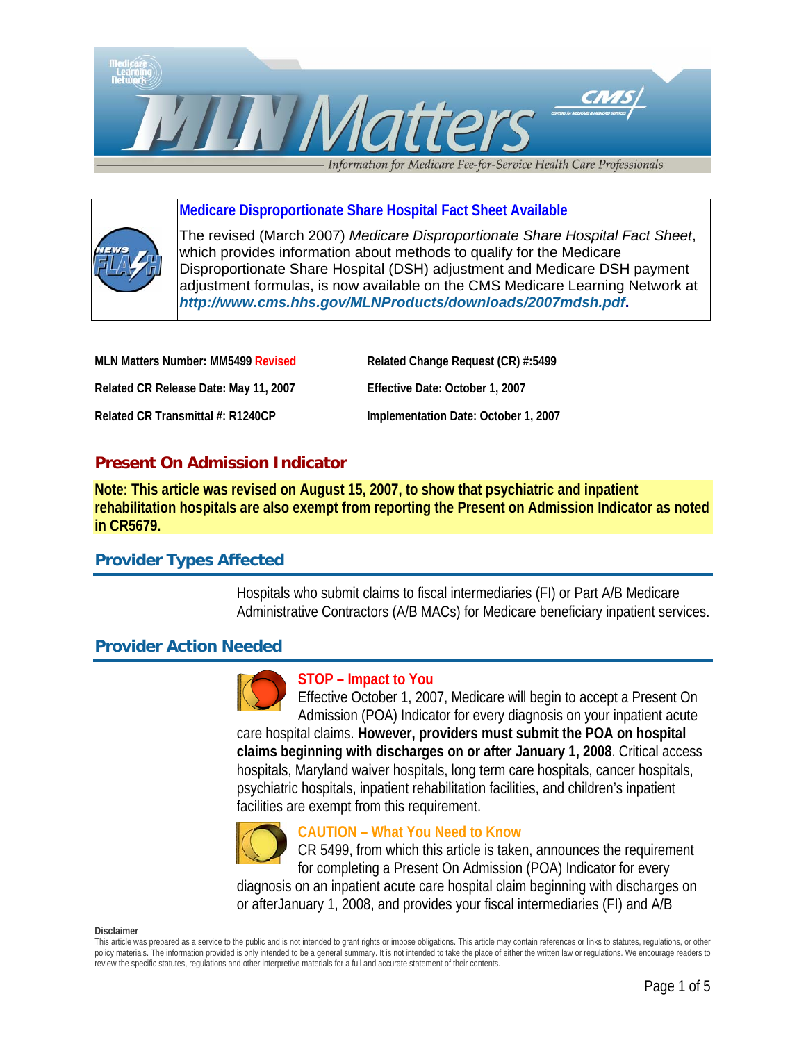**Medicare Disproportionate Share Hospital Fact Sheet Available**

The revised (March 2007) *Medicare Disproportionate Share Hospital Fact Sheet*, which provides information about methods to qualify for the Medicare Disproportionate Share Hospital (DSH) adjustment and Medicare DSH payment adjustment formulas, is now available on the CMS Medicare Learning Network at ***http://www.cms.hhs.gov/MLNProducts/downloads/2007mdsh.pdf***.

| | |
|---|---|
| **MLN Matters Number: MM5499 Revised** | **Related Change Request (CR) #:5499** |
| **Related CR Release Date: May 11, 2007** | **Effective Date: October 1, 2007** |
| **Related CR Transmittal #: R1240CP** | **Implementation Date: October 1, 2007** |

# Present On Admission Indicator

**Note: This article was revised on August 15, 2007, to show that psychiatric and inpatient rehabilitation hospitals are also exempt from reporting the Present on Admission Indicator as noted in CR5679.**

## Provider Types Affected

Hospitals who submit claims to fiscal intermediaries (FI) or Part A/B Medicare Administrative Contractors (A/B MACs) for Medicare beneficiary inpatient services.

## Provider Action Needed

### STOP – Impact to You

Effective October 1, 2007, Medicare will begin to accept a Present On Admission (POA) Indicator for every diagnosis on your inpatient acute care hospital claims. **However, providers must submit the POA on hospital claims beginning with discharges on or after January 1, 2008**. Critical access hospitals, Maryland waiver hospitals, long term care hospitals, cancer hospitals, psychiatric hospitals, inpatient rehabilitation facilities, and children's inpatient facilities are exempt from this requirement.

### CAUTION – What You Need to Know

CR 5499, from which this article is taken, announces the requirement for completing a Present On Admission (POA) Indicator for every diagnosis on an inpatient acute care hospital claim beginning with discharges on or afterJanuary 1, 2008, and provides your fiscal intermediaries (FI) and A/B

**Disclaimer**

This article was prepared as a service to the public and is not intended to grant rights or impose obligations. This article may contain references or links to statutes, regulations, or other policy materials. The information provided is only intended to be a general summary. It is not intended to take the place of either the written law or regulations. We encourage readers to review the specific statutes, regulations and other interpretive materials for a full and accurate statement of their contents.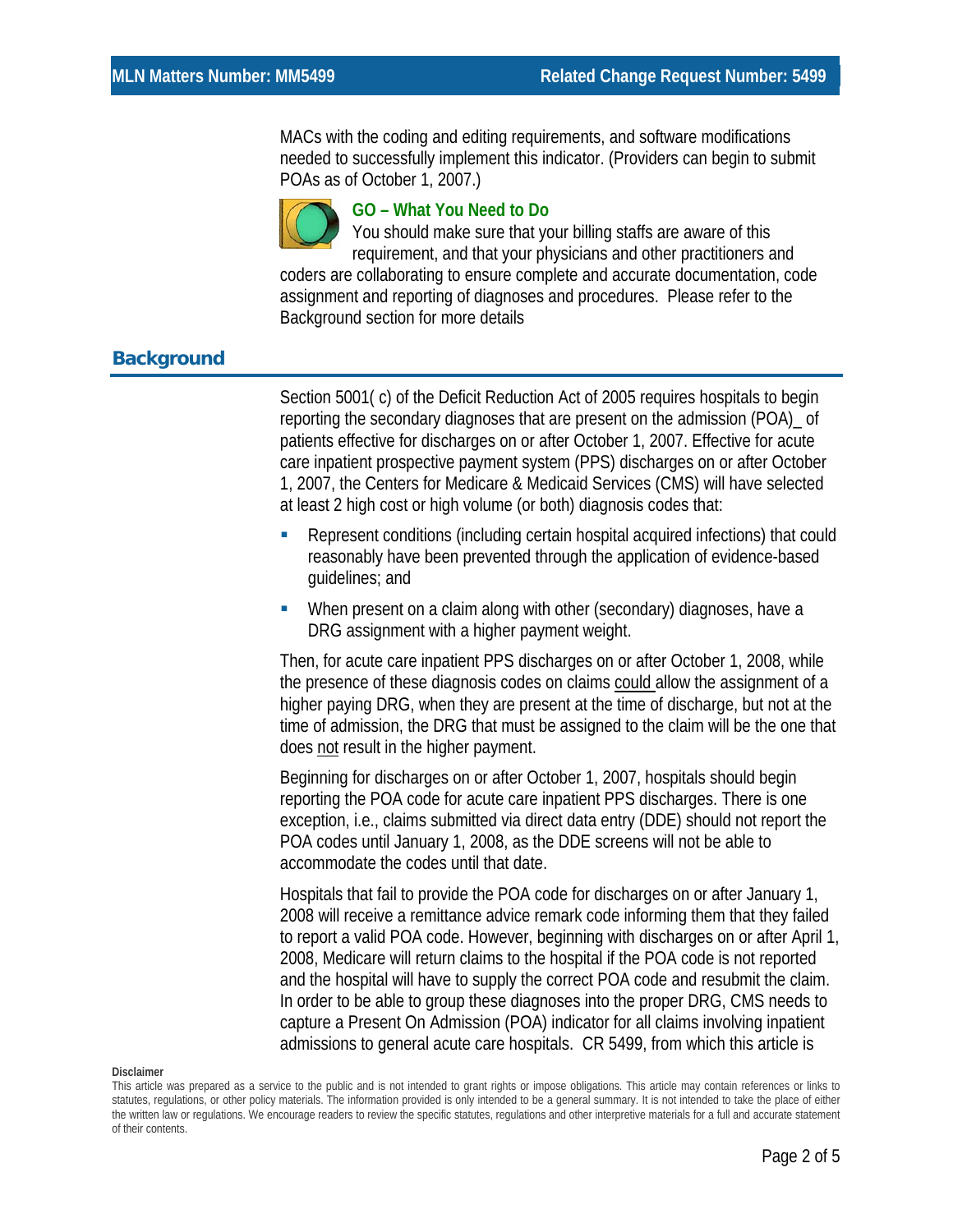MACs with the coding and editing requirements, and software modifications needed to successfully implement this indicator. (Providers can begin to submit POAs as of October 1, 2007.)

### GO – What You Need to Do

You should make sure that your billing staffs are aware of this requirement, and that your physicians and other practitioners and coders are collaborating to ensure complete and accurate documentation, code assignment and reporting of diagnoses and procedures. Please refer to the Background section for more details

## Background

Section 5001( c) of the Deficit Reduction Act of 2005 requires hospitals to begin reporting the secondary diagnoses that are present on the admission (POA)_ of patients effective for discharges on or after October 1, 2007. Effective for acute care inpatient prospective payment system (PPS) discharges on or after October 1, 2007, the Centers for Medicare & Medicaid Services (CMS) will have selected at least 2 high cost or high volume (or both) diagnosis codes that:

- Represent conditions (including certain hospital acquired infections) that could reasonably have been prevented through the application of evidence-based guidelines; and
- When present on a claim along with other (secondary) diagnoses, have a DRG assignment with a higher payment weight.

Then, for acute care inpatient PPS discharges on or after October 1, 2008, while the presence of these diagnosis codes on claims could allow the assignment of a higher paying DRG, when they are present at the time of discharge, but not at the time of admission, the DRG that must be assigned to the claim will be the one that does not result in the higher payment.

Beginning for discharges on or after October 1, 2007, hospitals should begin reporting the POA code for acute care inpatient PPS discharges. There is one exception, i.e., claims submitted via direct data entry (DDE) should not report the POA codes until January 1, 2008, as the DDE screens will not be able to accommodate the codes until that date.

Hospitals that fail to provide the POA code for discharges on or after January 1, 2008 will receive a remittance advice remark code informing them that they failed to report a valid POA code. However, beginning with discharges on or after April 1, 2008, Medicare will return claims to the hospital if the POA code is not reported and the hospital will have to supply the correct POA code and resubmit the claim. In order to be able to group these diagnoses into the proper DRG, CMS needs to capture a Present On Admission (POA) indicator for all claims involving inpatient admissions to general acute care hospitals. CR 5499, from which this article is

**Disclaimer**

This article was prepared as a service to the public and is not intended to grant rights or impose obligations. This article may contain references or links to statutes, regulations, or other policy materials. The information provided is only intended to be a general summary. It is not intended to take the place of either the written law or regulations. We encourage readers to review the specific statutes, regulations and other interpretive materials for a full and accurate statement of their contents.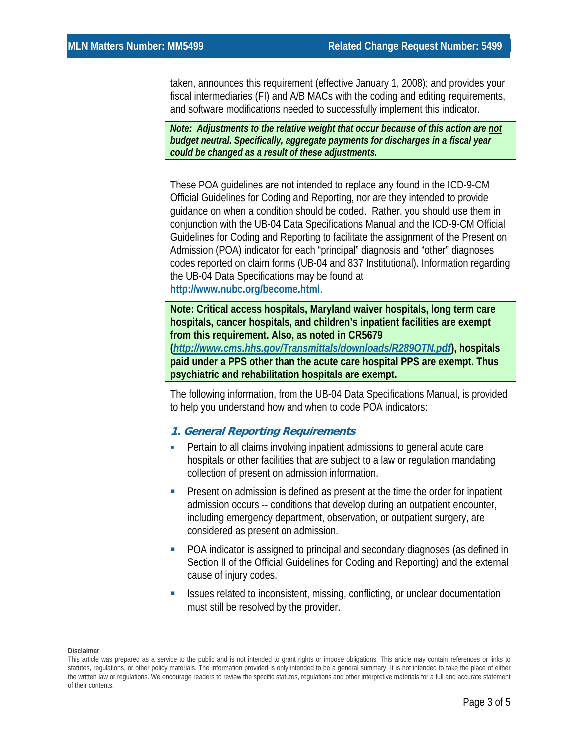taken, announces this requirement (effective January 1, 2008); and provides your fiscal intermediaries (FI) and A/B MACs with the coding and editing requirements, and software modifications needed to successfully implement this indicator.

> ***Note: Adjustments to the relative weight that occur because of this action are not budget neutral. Specifically, aggregate payments for discharges in a fiscal year could be changed as a result of these adjustments.***

These POA guidelines are not intended to replace any found in the ICD-9-CM Official Guidelines for Coding and Reporting, nor are they intended to provide guidance on when a condition should be coded. Rather, you should use them in conjunction with the UB-04 Data Specifications Manual and the ICD-9-CM Official Guidelines for Coding and Reporting to facilitate the assignment of the Present on Admission (POA) indicator for each "principal" diagnosis and "other" diagnoses codes reported on claim forms (UB-04 and 837 Institutional). Information regarding the UB-04 Data Specifications may be found at **http://www.nubc.org/become.html**.

> **Note: Critical access hospitals, Maryland waiver hospitals, long term care hospitals, cancer hospitals, and children's inpatient facilities are exempt from this requirement. Also, as noted in CR5679 (*http://www.cms.hhs.gov/Transmittals/downloads/R289OTN.pdf*), hospitals paid under a PPS other than the acute care hospital PPS are exempt. Thus psychiatric and rehabilitation hospitals are exempt.**

The following information, from the UB-04 Data Specifications Manual, is provided to help you understand how and when to code POA indicators:

### *1. General Reporting Requirements*

- Pertain to all claims involving inpatient admissions to general acute care hospitals or other facilities that are subject to a law or regulation mandating collection of present on admission information.
- Present on admission is defined as present at the time the order for inpatient admission occurs -- conditions that develop during an outpatient encounter, including emergency department, observation, or outpatient surgery, are considered as present on admission.
- POA indicator is assigned to principal and secondary diagnoses (as defined in Section II of the Official Guidelines for Coding and Reporting) and the external cause of injury codes.
- Issues related to inconsistent, missing, conflicting, or unclear documentation must still be resolved by the provider.

**Disclaimer**

This article was prepared as a service to the public and is not intended to grant rights or impose obligations. This article may contain references or links to statutes, regulations, or other policy materials. The information provided is only intended to be a general summary. It is not intended to take the place of either the written law or regulations. We encourage readers to review the specific statutes, regulations and other interpretive materials for a full and accurate statement of their contents.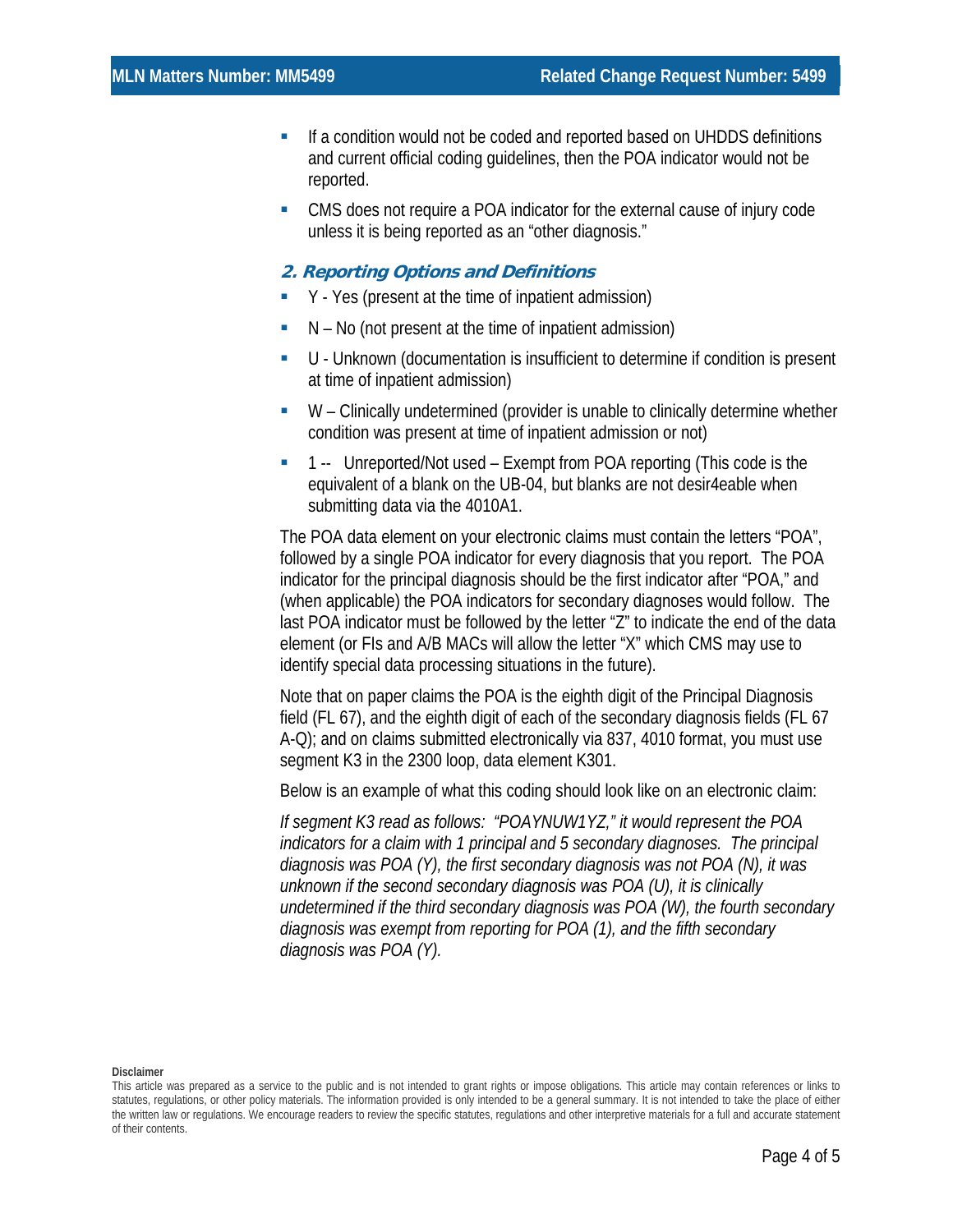- If a condition would not be coded and reported based on UHDDS definitions and current official coding guidelines, then the POA indicator would not be reported.
- CMS does not require a POA indicator for the external cause of injury code unless it is being reported as an "other diagnosis."

### *2. Reporting Options and Definitions*

- Y - Yes (present at the time of inpatient admission)
- N – No (not present at the time of inpatient admission)
- U - Unknown (documentation is insufficient to determine if condition is present at time of inpatient admission)
- W – Clinically undetermined (provider is unable to clinically determine whether condition was present at time of inpatient admission or not)
- 1 -- Unreported/Not used – Exempt from POA reporting (This code is the equivalent of a blank on the UB-04, but blanks are not desir4eable when submitting data via the 4010A1.

The POA data element on your electronic claims must contain the letters "POA", followed by a single POA indicator for every diagnosis that you report. The POA indicator for the principal diagnosis should be the first indicator after "POA," and (when applicable) the POA indicators for secondary diagnoses would follow. The last POA indicator must be followed by the letter "Z" to indicate the end of the data element (or FIs and A/B MACs will allow the letter "X" which CMS may use to identify special data processing situations in the future).

Note that on paper claims the POA is the eighth digit of the Principal Diagnosis field (FL 67), and the eighth digit of each of the secondary diagnosis fields (FL 67 A-Q); and on claims submitted electronically via 837, 4010 format, you must use segment K3 in the 2300 loop, data element K301.

Below is an example of what this coding should look like on an electronic claim:

*If segment K3 read as follows: "POAYNUW1YZ," it would represent the POA indicators for a claim with 1 principal and 5 secondary diagnoses. The principal diagnosis was POA (Y), the first secondary diagnosis was not POA (N), it was unknown if the second secondary diagnosis was POA (U), it is clinically undetermined if the third secondary diagnosis was POA (W), the fourth secondary diagnosis was exempt from reporting for POA (1), and the fifth secondary diagnosis was POA (Y).*

**Disclaimer**

This article was prepared as a service to the public and is not intended to grant rights or impose obligations. This article may contain references or links to statutes, regulations, or other policy materials. The information provided is only intended to be a general summary. It is not intended to take the place of either the written law or regulations. We encourage readers to review the specific statutes, regulations and other interpretive materials for a full and accurate statement of their contents.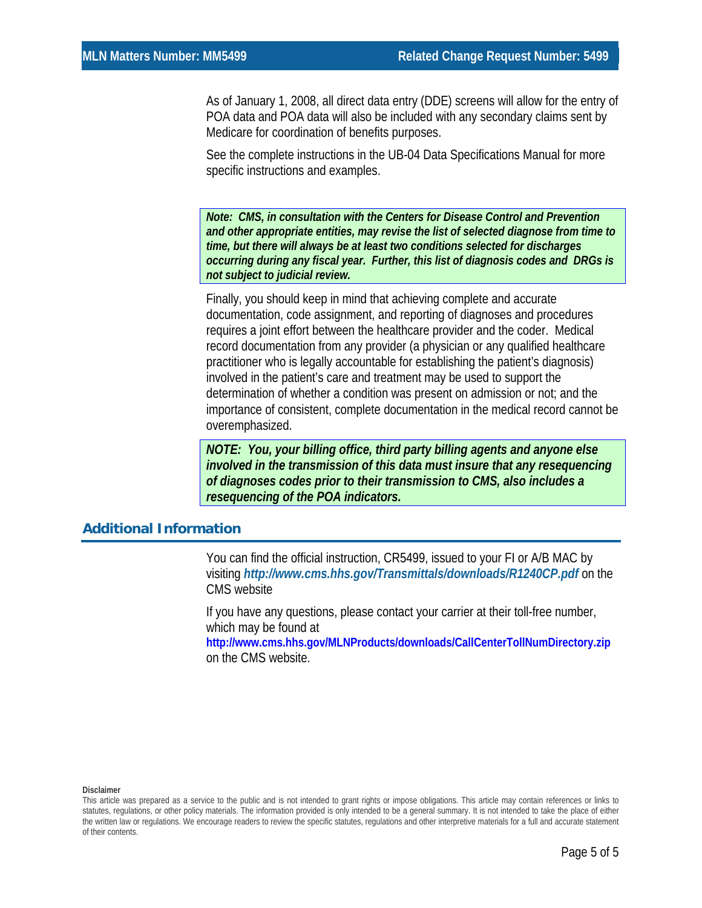As of January 1, 2008, all direct data entry (DDE) screens will allow for the entry of POA data and POA data will also be included with any secondary claims sent by Medicare for coordination of benefits purposes.

See the complete instructions in the UB-04 Data Specifications Manual for more specific instructions and examples.

***Note: CMS, in consultation with the Centers for Disease Control and Prevention and other appropriate entities, may revise the list of selected diagnose from time to time, but there will always be at least two conditions selected for discharges occurring during any fiscal year. Further, this list of diagnosis codes and DRGs is not subject to judicial review.***

Finally, you should keep in mind that achieving complete and accurate documentation, code assignment, and reporting of diagnoses and procedures requires a joint effort between the healthcare provider and the coder. Medical record documentation from any provider (a physician or any qualified healthcare practitioner who is legally accountable for establishing the patient's diagnosis) involved in the patient's care and treatment may be used to support the determination of whether a condition was present on admission or not; and the importance of consistent, complete documentation in the medical record cannot be overemphasized.

***NOTE: You, your billing office, third party billing agents and anyone else involved in the transmission of this data must insure that any resequencing of diagnoses codes prior to their transmission to CMS, also includes a resequencing of the POA indicators.***

## Additional Information

You can find the official instruction, CR5499, issued to your FI or A/B MAC by visiting ***http://www.cms.hhs.gov/Transmittals/downloads/R1240CP.pdf*** on the CMS website

If you have any questions, please contact your carrier at their toll-free number, which may be found at **http://www.cms.hhs.gov/MLNProducts/downloads/CallCenterTollNumDirectory.zip** on the CMS website.

**Disclaimer**

This article was prepared as a service to the public and is not intended to grant rights or impose obligations. This article may contain references or links to statutes, regulations, or other policy materials. The information provided is only intended to be a general summary. It is not intended to take the place of either the written law or regulations. We encourage readers to review the specific statutes, regulations and other interpretive materials for a full and accurate statement of their contents.